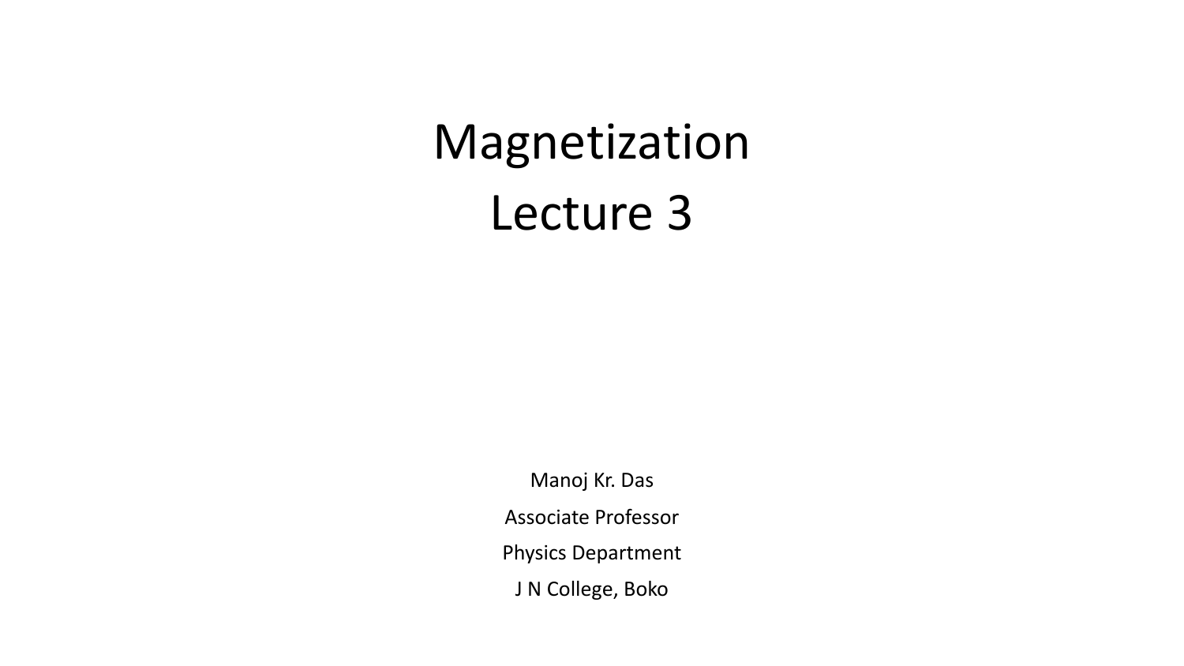# Magnetization
# Lecture 3

Manoj Kr. Das

Associate Professor

Physics Department

J N College, Boko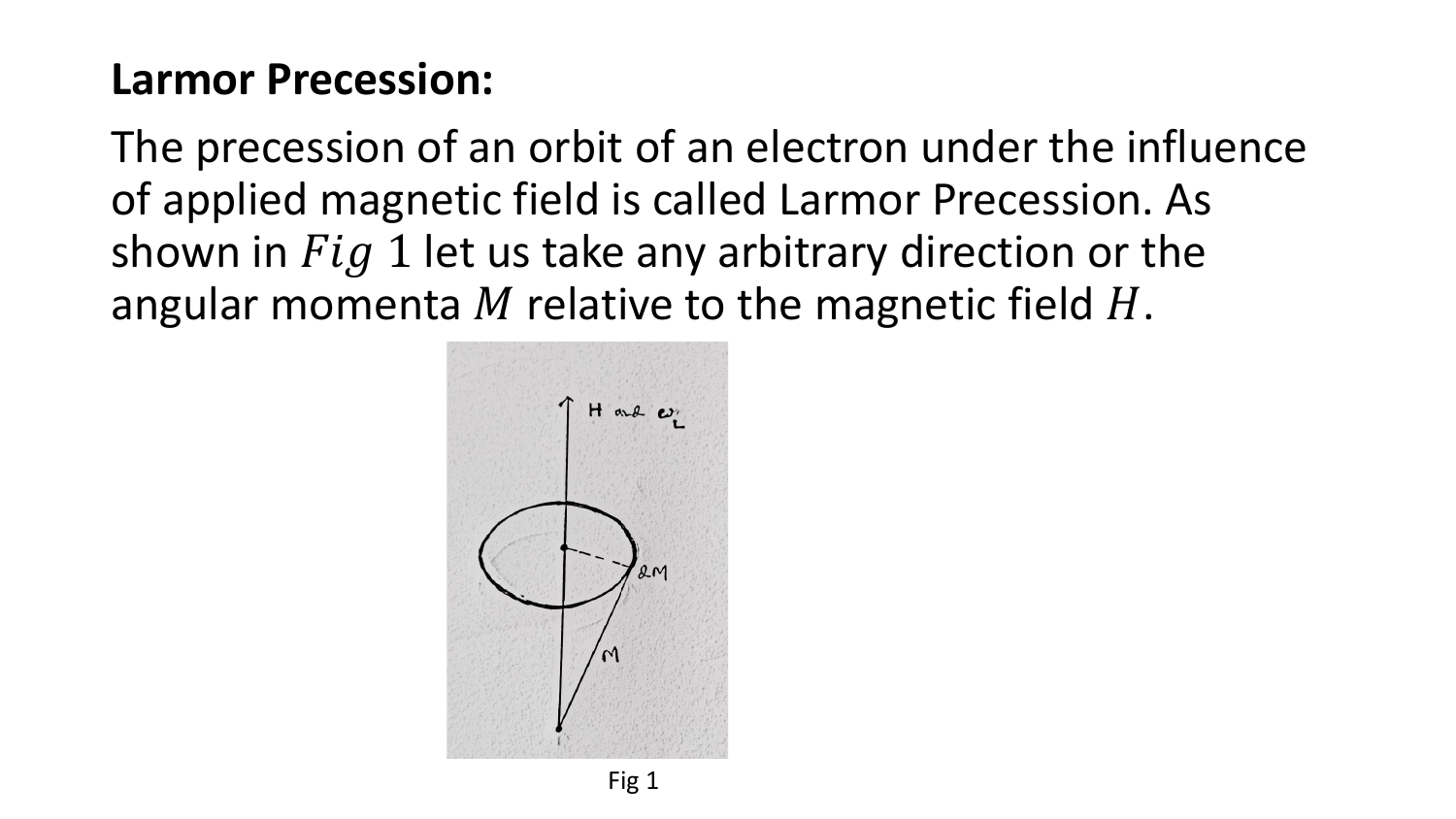**Larmor Precession:**

The precession of an orbit of an electron under the influence of applied magnetic field is called Larmor Precession. As shown in $Fig\ 1$ let us take any arbitrary direction or the angular momenta $M$ relative to the magnetic field $H$.

Fig 1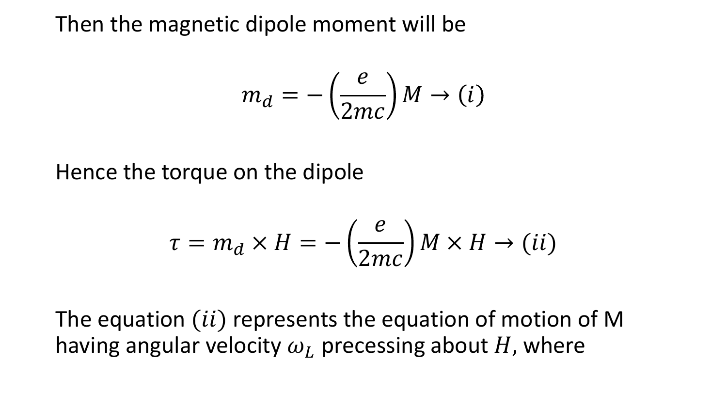Then the magnetic dipole moment will be

$$m_d = -\left(\frac{e}{2mc}\right) M \rightarrow (i)$$

Hence the torque on the dipole

$$\tau = m_d \times H = -\left(\frac{e}{2mc}\right) M \times H \rightarrow (ii)$$

The equation $(ii)$ represents the equation of motion of M having angular velocity $\omega_L$ precessing about $H$, where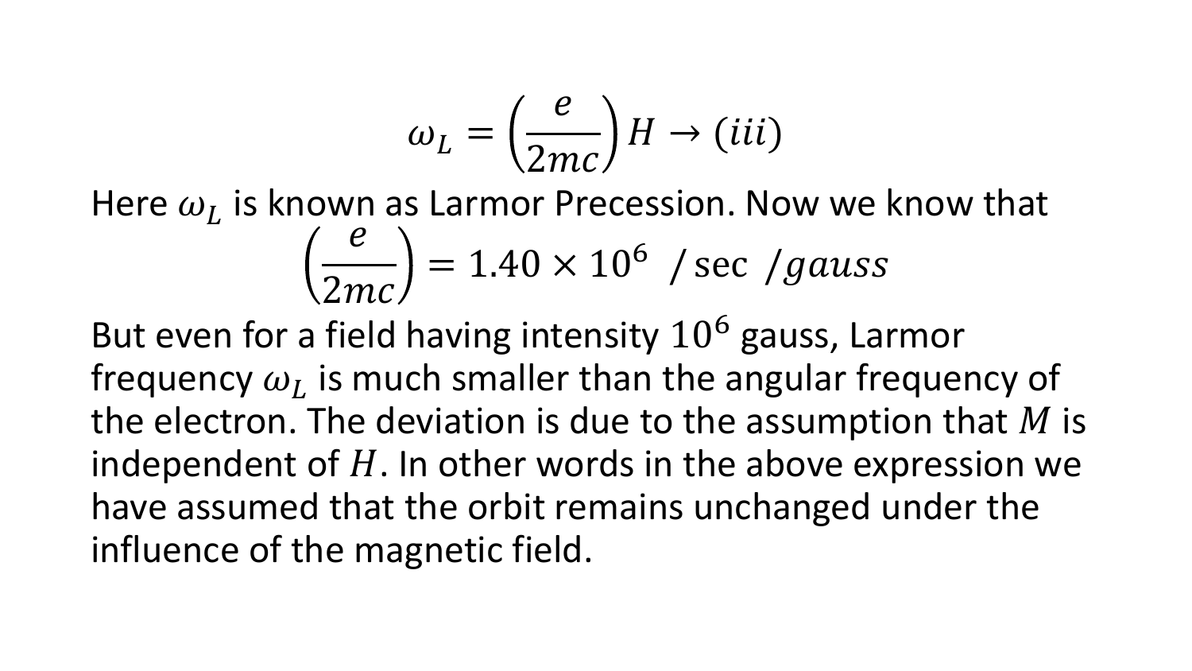$$\omega_L = \left(\frac{e}{2mc}\right) H \rightarrow (iii)$$

Here $\omega_L$ is known as Larmor Precession. Now we know that

$$\left(\frac{e}{2mc}\right) = 1.40 \times 10^6 \ /\sec \ /gauss$$

But even for a field having intensity $10^6$ gauss, Larmor frequency $\omega_L$ is much smaller than the angular frequency of the electron. The deviation is due to the assumption that $M$ is independent of $H$. In other words in the above expression we have assumed that the orbit remains unchanged under the influence of the magnetic field.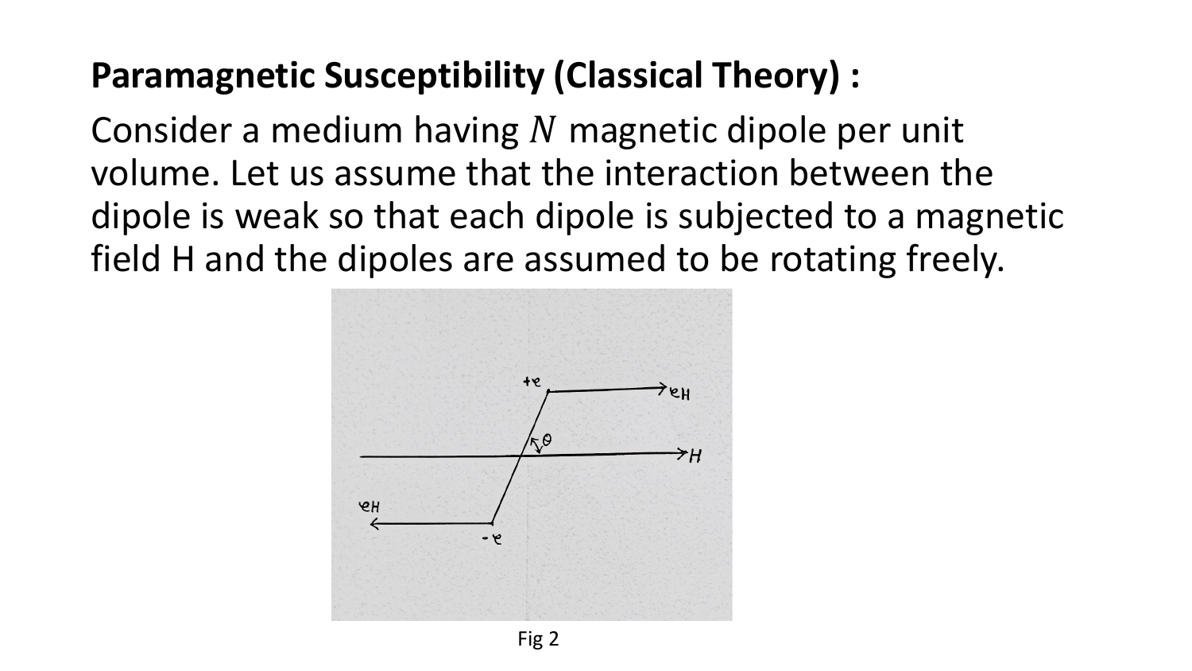**Paramagnetic Susceptibility (Classical Theory) :**

Consider a medium having $N$ magnetic dipole per unit volume. Let us assume that the interaction between the dipole is weak so that each dipole is subjected to a magnetic field H and the dipoles are assumed to be rotating freely.

Fig 2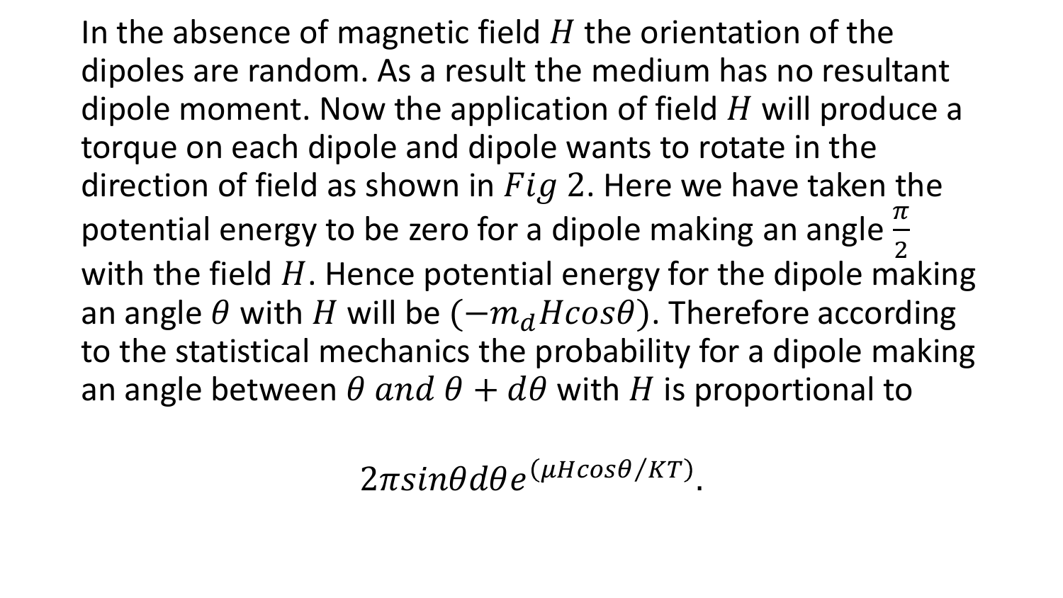In the absence of magnetic field $H$ the orientation of the dipoles are random. As a result the medium has no resultant dipole moment. Now the application of field $H$ will produce a torque on each dipole and dipole wants to rotate in the direction of field as shown in $Fig$ 2. Here we have taken the potential energy to be zero for a dipole making an angle $\frac{\pi}{2}$ with the field $H$. Hence potential energy for the dipole making an angle $\theta$ with $H$ will be $(-m_d H cos\theta)$. Therefore according to the statistical mechanics the probability for a dipole making an angle between $\theta$ $and$ $\theta + d\theta$ with $H$ is proportional to

$$2\pi sin\theta d\theta e^{(\mu H cos\theta/KT)}.$$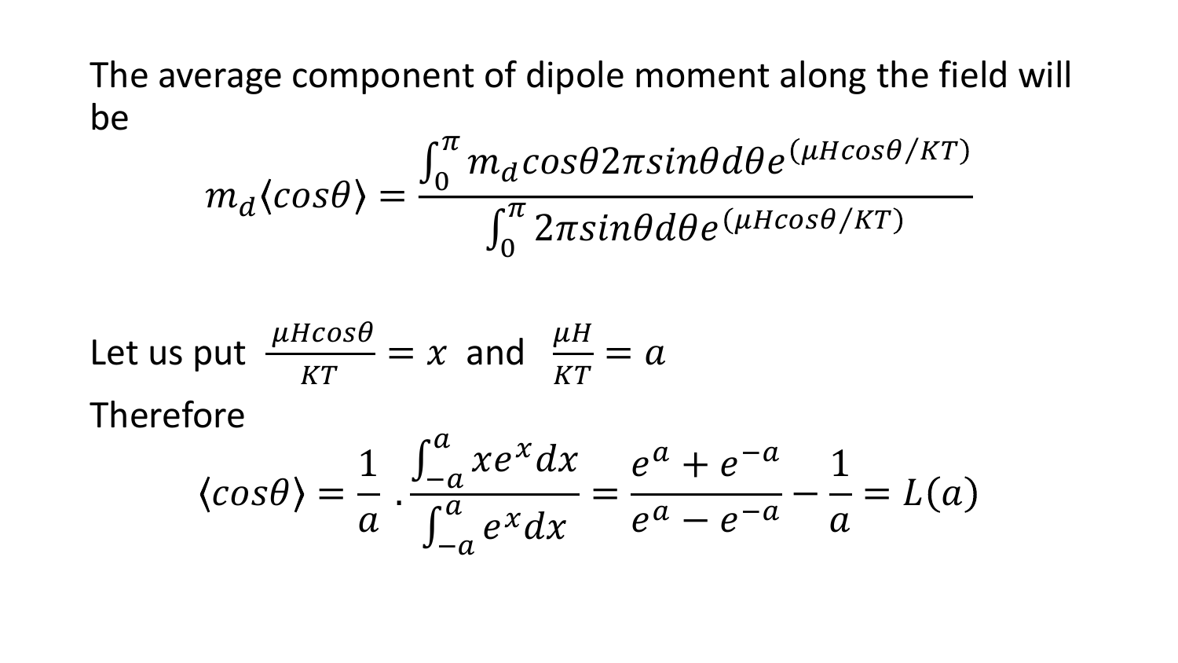The average component of dipole moment along the field will be

$$m_d\langle cos\theta\rangle = \frac{\int_0^{\pi} m_d cos\theta 2\pi sin\theta d\theta e^{(\mu H cos\theta/KT)}}{\int_0^{\pi} 2\pi sin\theta d\theta e^{(\mu H cos\theta/KT)}}$$

Let us put $\frac{\mu H cos\theta}{KT} = x$ and $\frac{\mu H}{KT} = a$

Therefore

$$\langle cos\theta\rangle = \frac{1}{a} \cdot \frac{\int_{-a}^{a} x e^x dx}{\int_{-a}^{a} e^x dx} = \frac{e^a + e^{-a}}{e^a - e^{-a}} - \frac{1}{a} = L(a)$$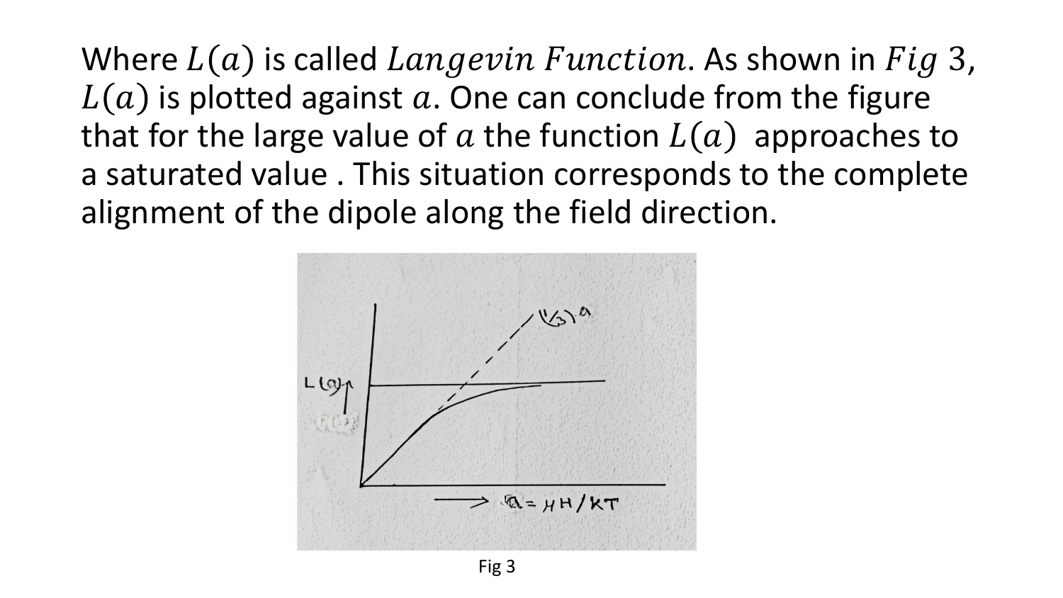Where $L(a)$ is called $Langevin\ Function$. As shown in $Fig\ 3$, $L(a)$ is plotted against $a$. One can conclude from the figure that for the large value of $a$ the function $L(a)$ approaches to a saturated value . This situation corresponds to the complete alignment of the dipole along the field direction.

Fig 3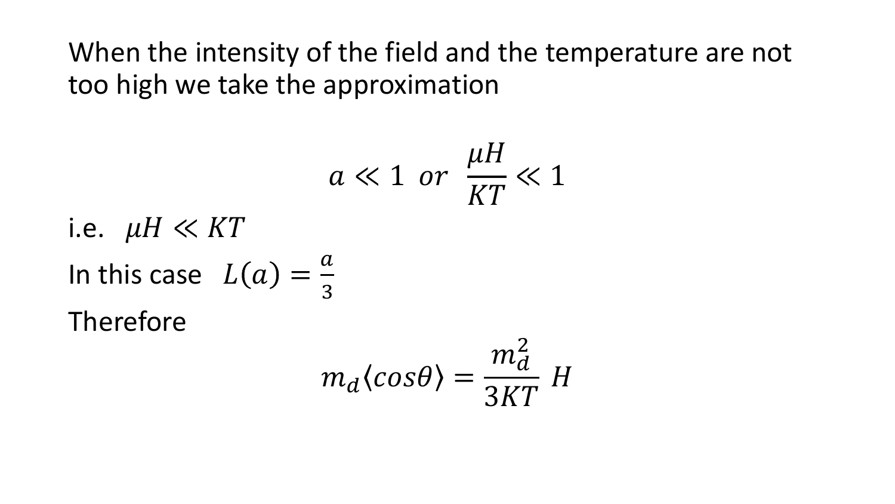When the intensity of the field and the temperature are not too high we take the approximation

$$a \ll 1 \;\; or \;\; \frac{\mu H}{KT} \ll 1$$

i.e. $\mu H \ll KT$

In this case $L(a) = \frac{a}{3}$

Therefore

$$m_d \langle cos\theta \rangle = \frac{m_d^2}{3KT} \, H$$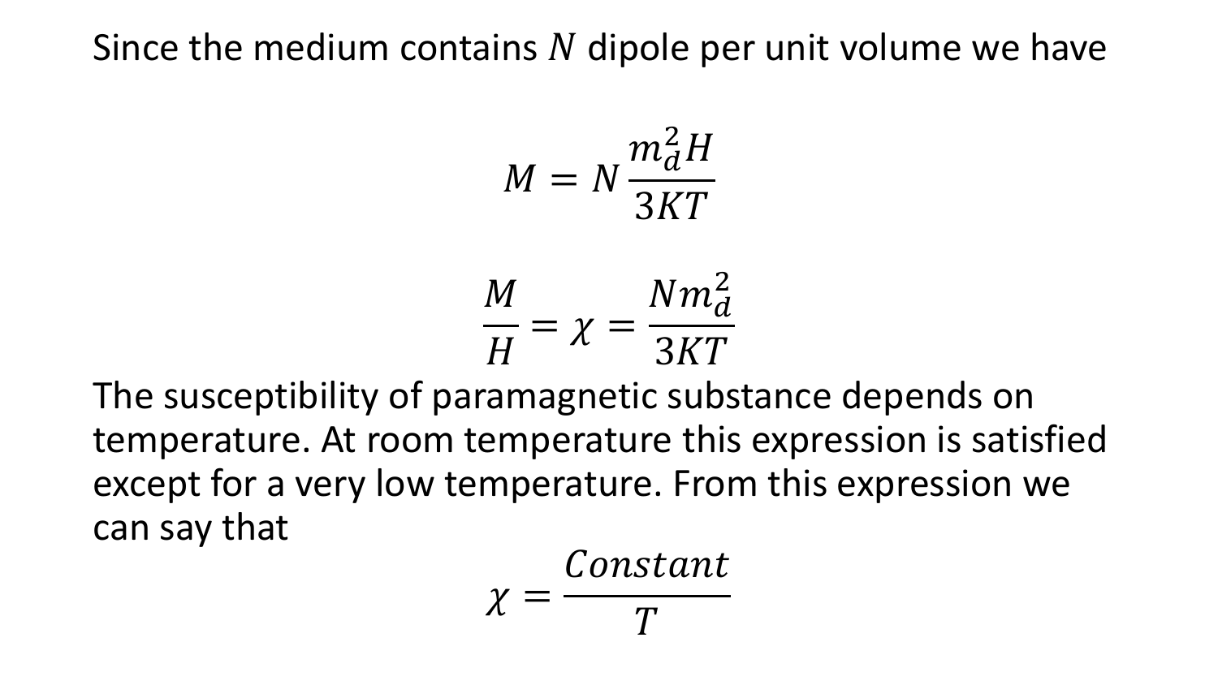Since the medium contains $N$ dipole per unit volume we have

$$M = N\frac{m_d^2 H}{3KT}$$

$$\frac{M}{H} = \chi = \frac{Nm_d^2}{3KT}$$

The susceptibility of paramagnetic substance depends on temperature. At room temperature this expression is satisfied except for a very low temperature. From this expression we can say that

$$\chi = \frac{Constant}{T}$$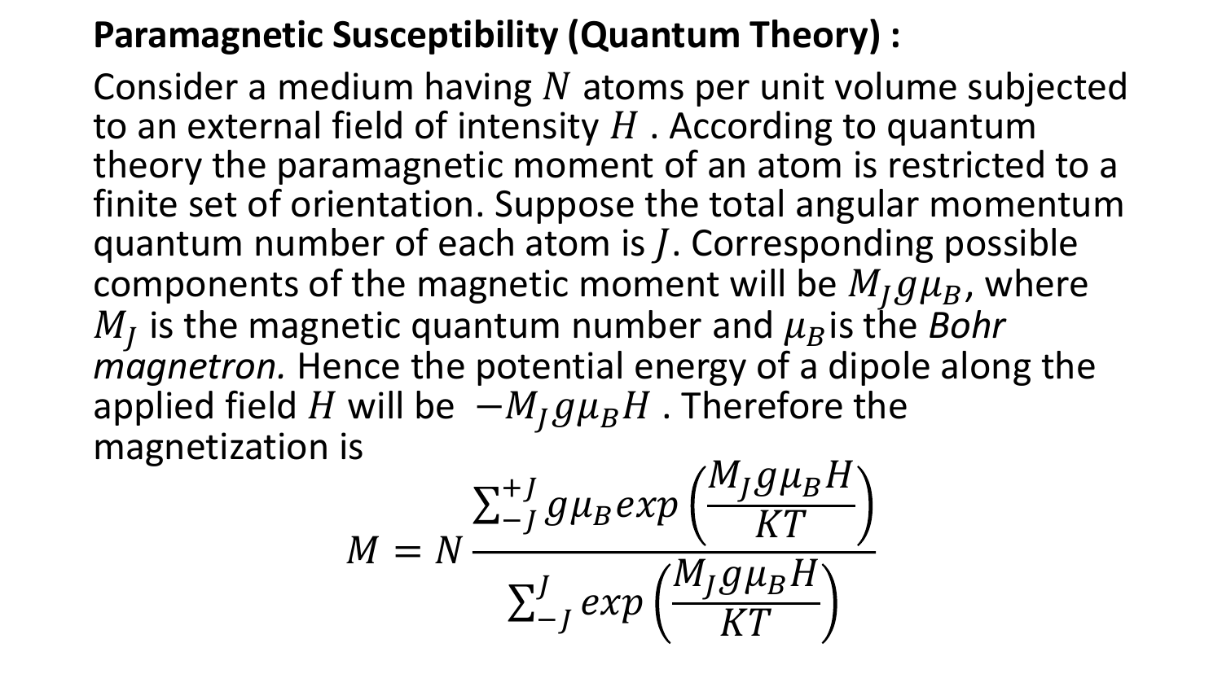**Paramagnetic Susceptibility (Quantum Theory) :**

Consider a medium having $N$ atoms per unit volume subjected to an external field of intensity $H$ . According to quantum theory the paramagnetic moment of an atom is restricted to a finite set of orientation. Suppose the total angular momentum quantum number of each atom is $J$. Corresponding possible components of the magnetic moment will be $M_J g\mu_B$, where $M_J$ is the magnetic quantum number and $\mu_B$ is the *Bohr magnetron.* Hence the potential energy of a dipole along the applied field $H$ will be $-M_J g\mu_B H$ . Therefore the magnetization is

$$M = N\frac{\sum_{-J}^{+J} g\mu_B exp\left(\frac{M_J g\mu_B H}{KT}\right)}{\sum_{-J}^{J} exp\left(\frac{M_J g\mu_B H}{KT}\right)}$$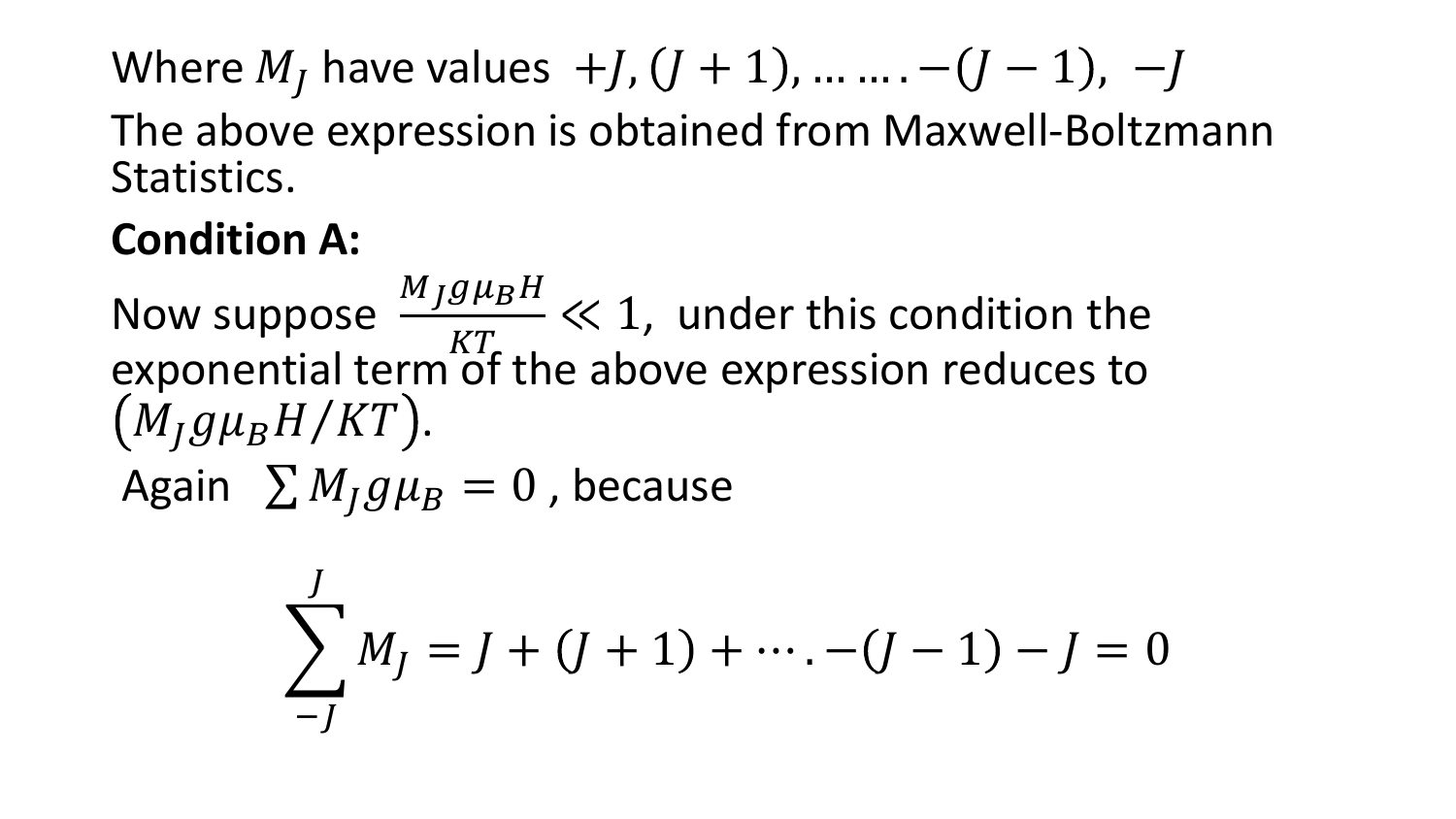Where $M_J$ have values $+J, (J+1), \ldots \ldots . -(J-1),\ -J$

The above expression is obtained from Maxwell-Boltzmann Statistics.

**Condition A:**

Now suppose $\frac{M_J g \mu_B H}{KT} \ll 1$, under this condition the exponential term of the above expression reduces to $\left(M_J g \mu_B H / KT\right)$.

Again $\sum M_J g \mu_B = 0$ , because

$$\sum_{-J}^{J} M_J = J + (J+1) + \cdots . -(J-1) - J = 0$$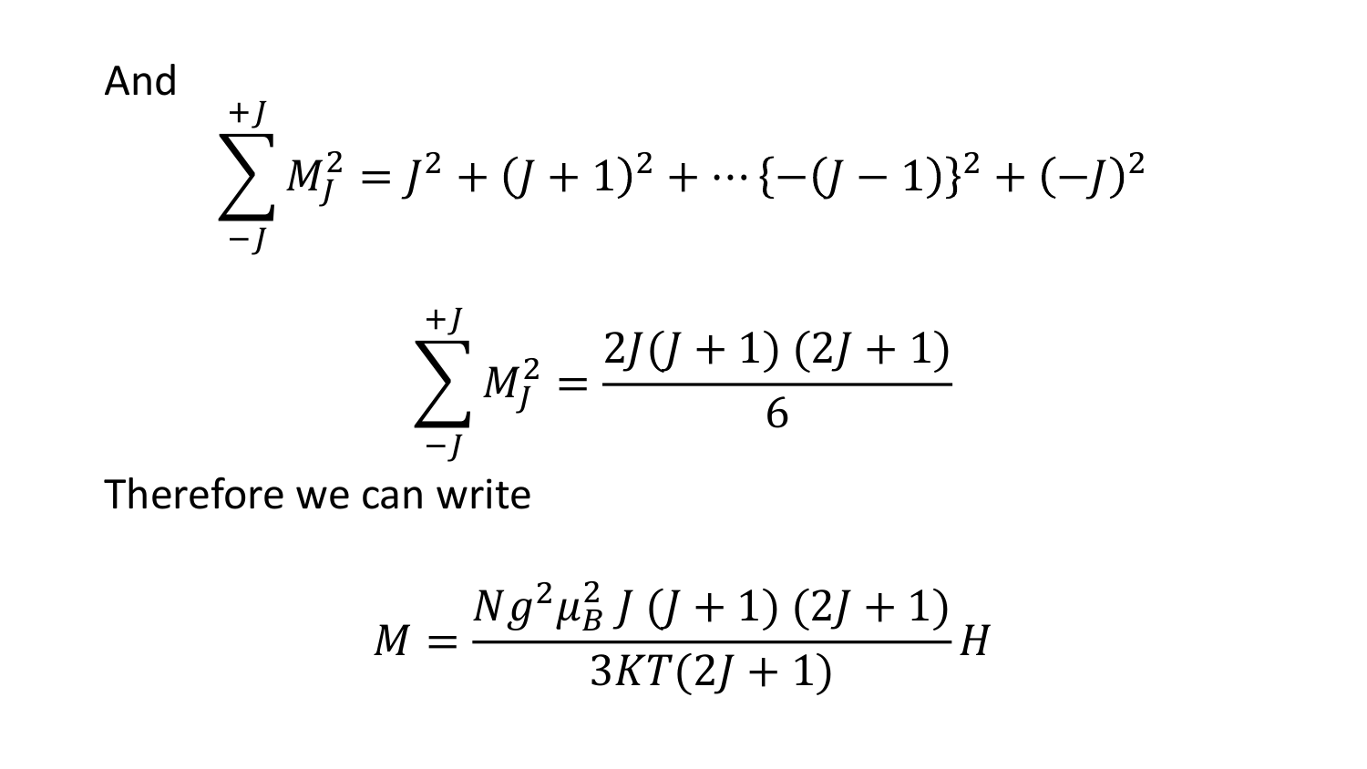And

$$\sum_{-J}^{+J} M_J^2 = J^2 + (J+1)^2 + \cdots \{-(J-1)\}^2 + (-J)^2$$

$$\sum_{-J}^{+J} M_J^2 = \frac{2J(J+1)\,(2J+1)}{6}$$

Therefore we can write

$$M = \frac{Ng^2\mu_B^2\, J\,(J+1)\,(2J+1)}{3KT(2J+1)} H$$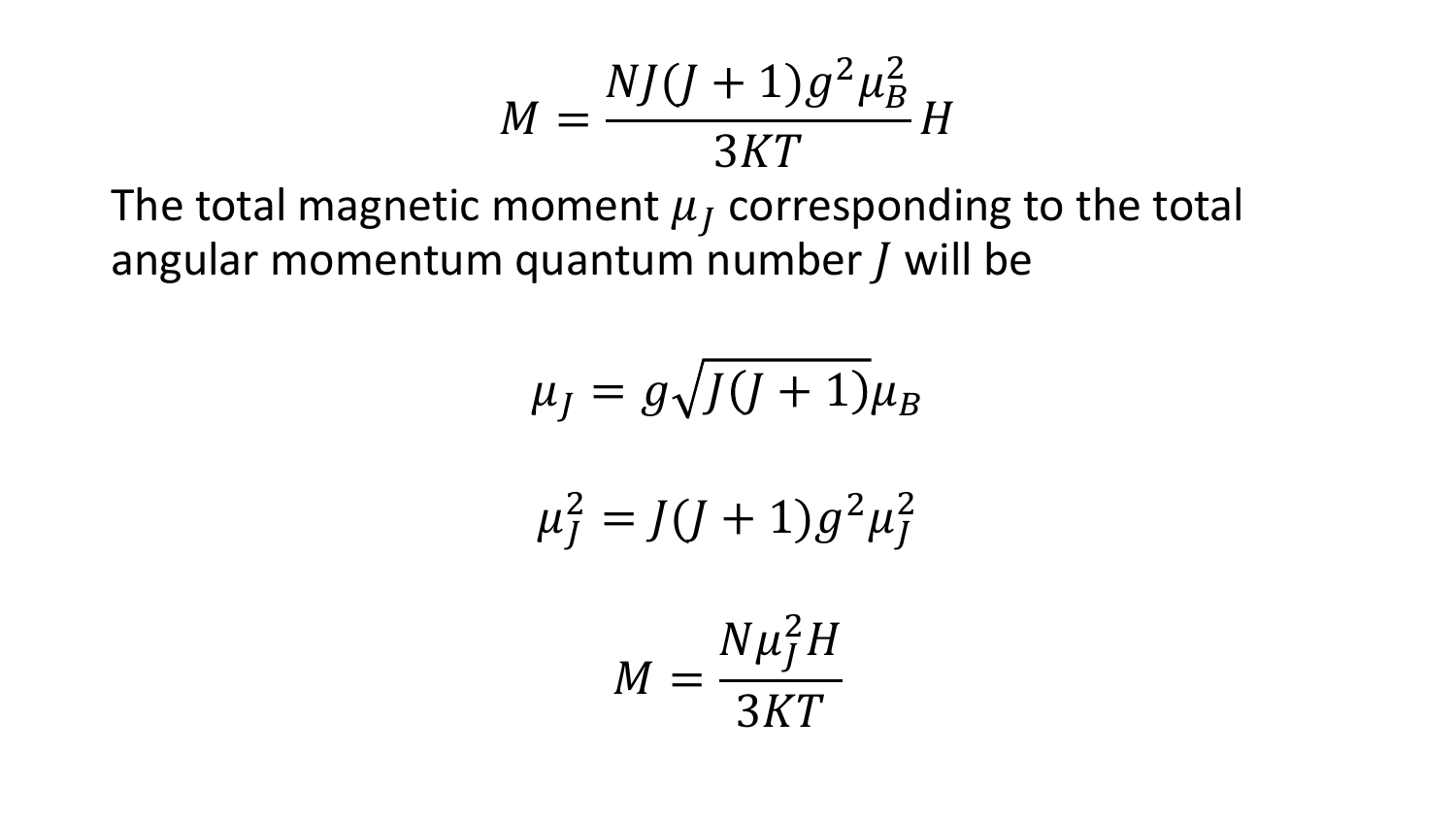$$M = \frac{NJ(J+1)g^2\mu_B^2}{3KT}H$$

The total magnetic moment $\mu_J$ corresponding to the total angular momentum quantum number $J$ will be

$$\mu_J = g\sqrt{J(J+1)}\mu_B$$

$$\mu_J^2 = J(J+1)g^2\mu_J^2$$

$$M = \frac{N\mu_J^2 H}{3KT}$$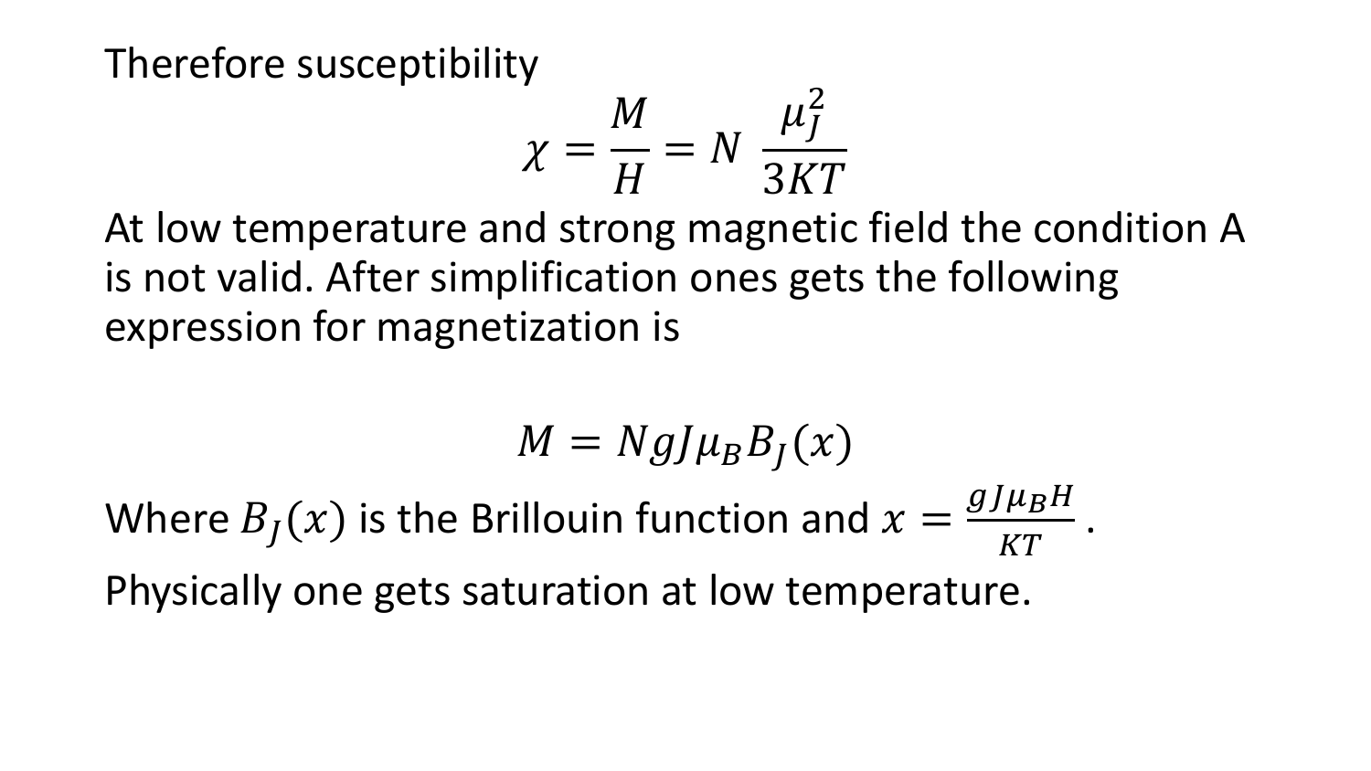Therefore susceptibility

$$\chi = \frac{M}{H} = N \ \frac{\mu_J^2}{3KT}$$

At low temperature and strong magnetic field the condition A is not valid. After simplification ones gets the following expression for magnetization is

$$M = NgJ\mu_B B_J(x)$$

Where $B_J(x)$ is the Brillouin function and $x = \frac{gJ\mu_B H}{KT}$ .

Physically one gets saturation at low temperature.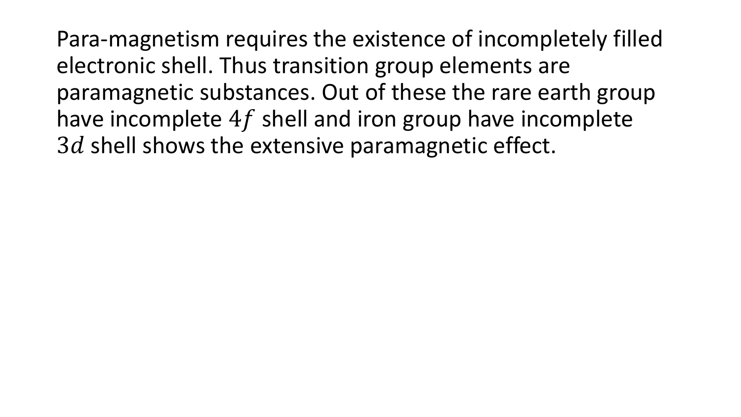Para-magnetism requires the existence of incompletely filled electronic shell. Thus transition group elements are paramagnetic substances. Out of these the rare earth group have incomplete $4f$ shell and iron group have incomplete $3d$ shell shows the extensive paramagnetic effect.